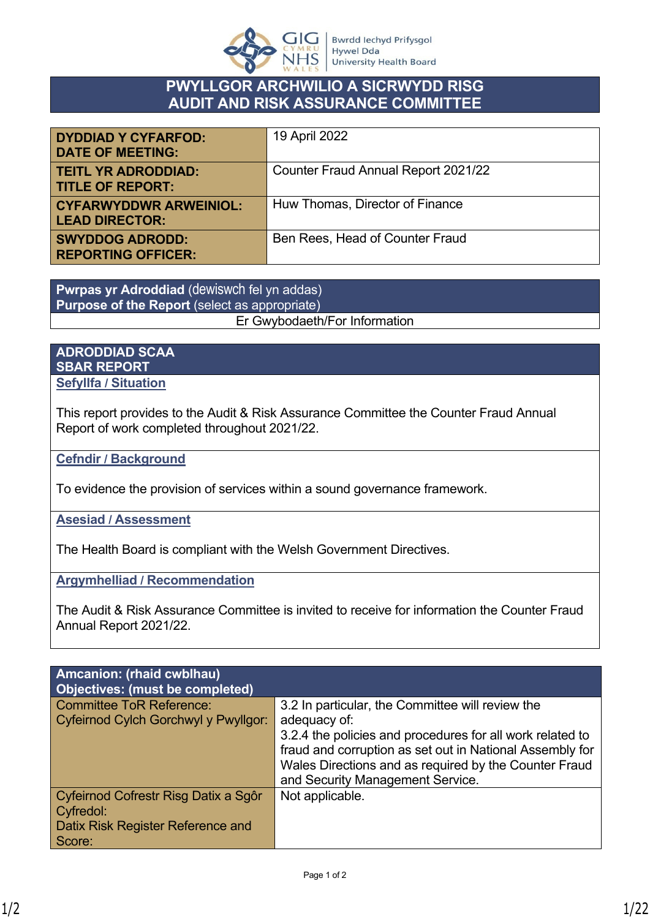GIG CYMRU NHS WALES | Bwrdd Iechyd Prifysgol Hywel Dda University Health Board

# PWYLLGOR ARCHWILIO A SICRWYDD RISG
# AUDIT AND RISK ASSURANCE COMMITTEE

| | |
|---|---|
| **DYDDIAD Y CYFARFOD: DATE OF MEETING:** | 19 April 2022 |
| **TEITL YR ADRODDIAD: TITLE OF REPORT:** | Counter Fraud Annual Report 2021/22 |
| **CYFARWYDDWR ARWEINIOL: LEAD DIRECTOR:** | Huw Thomas, Director of Finance |
| **SWYDDOG ADRODD: REPORTING OFFICER:** | Ben Rees, Head of Counter Fraud |

| **Pwrpas yr Adroddiad** (dewiswch fel yn addas) **Purpose of the Report** (select as appropriate) |
|---|
| Er Gwybodaeth/For Information |

## ADRODDIAD SCAA
## SBAR REPORT

### Sefyllfa / Situation

This report provides to the Audit & Risk Assurance Committee the Counter Fraud Annual Report of work completed throughout 2021/22.

### Cefndir / Background

To evidence the provision of services within a sound governance framework.

### Asesiad / Assessment

The Health Board is compliant with the Welsh Government Directives.

### Argymhelliad / Recommendation

The Audit & Risk Assurance Committee is invited to receive for information the Counter Fraud Annual Report 2021/22.

| **Amcanion: (rhaid cwblhau) Objectives: (must be completed)** | |
|---|---|
| Committee ToR Reference: Cyfeirnod Cylch Gorchwyl y Pwyllgor: | 3.2 In particular, the Committee will review the adequacy of: 3.2.4 the policies and procedures for all work related to fraud and corruption as set out in National Assembly for Wales Directions and as required by the Counter Fraud and Security Management Service. |
| Cyfeirnod Cofrestr Risg Datix a Sgôr Cyfredol: Datix Risk Register Reference and Score: | Not applicable. |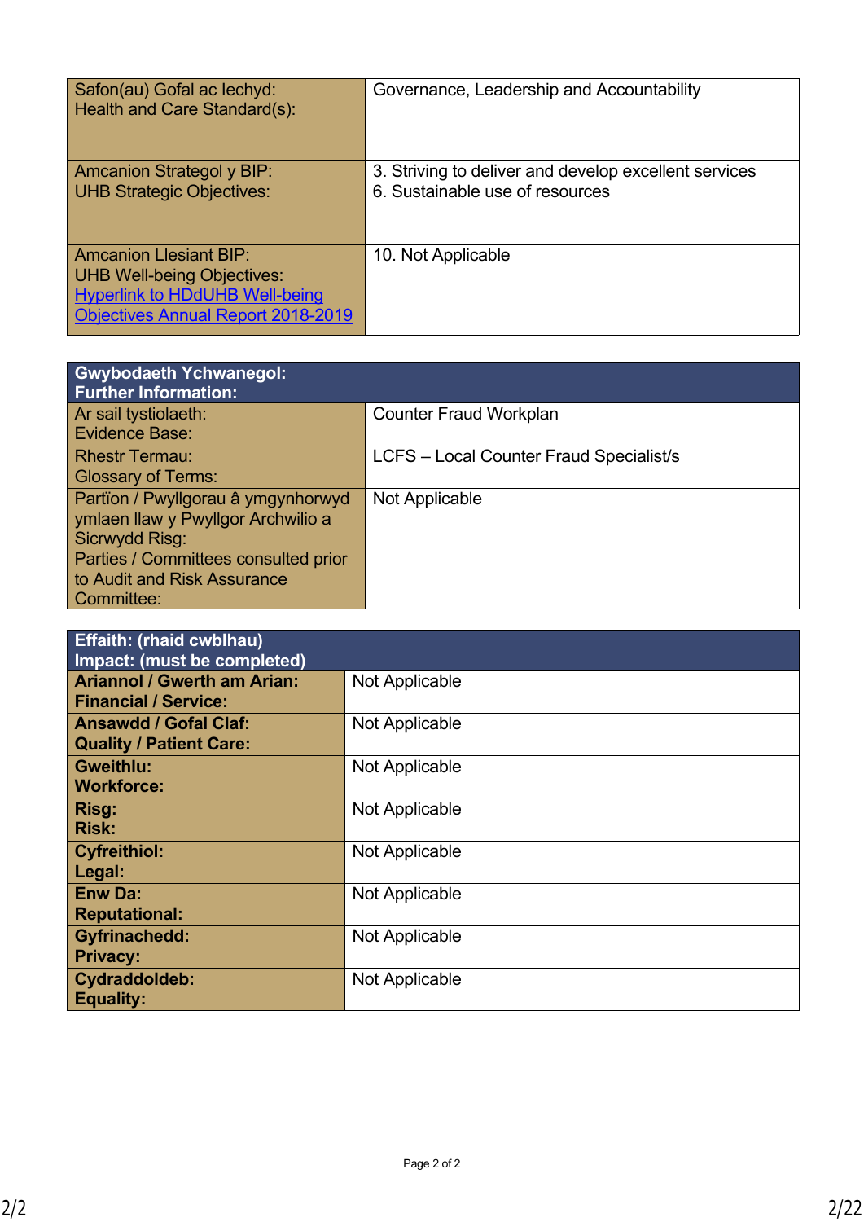| Safon(au) Gofal ac Iechyd:<br>Health and Care Standard(s): | Governance, Leadership and Accountability |
|---|---|
| Amcanion Strategol y BIP:<br>UHB Strategic Objectives: | 3. Striving to deliver and develop excellent services<br>6. Sustainable use of resources |
| Amcanion Llesiant BIP:<br>UHB Well-being Objectives:<br>[Hyperlink to HDdUHB Well-being Objectives Annual Report 2018-2019]() | 10. Not Applicable |

| **Gwybodaeth Ychwanegol:<br>Further Information:** | |
|---|---|
| Ar sail tystiolaeth:<br>Evidence Base: | Counter Fraud Workplan |
| Rhestr Termau:<br>Glossary of Terms: | LCFS – Local Counter Fraud Specialist/s |
| Partïon / Pwyllgorau â ymgynhorwyd ymlaen llaw y Pwyllgor Archwilio a Sicrwydd Risg:<br>Parties / Committees consulted prior to Audit and Risk Assurance Committee: | Not Applicable |

| **Effaith: (rhaid cwblhau)<br>Impact: (must be completed)** | |
|---|---|
| **Ariannol / Gwerth am Arian:<br>Financial / Service:** | Not Applicable |
| **Ansawdd / Gofal Claf:<br>Quality / Patient Care:** | Not Applicable |
| **Gweithlu:<br>Workforce:** | Not Applicable |
| **Risg:<br>Risk:** | Not Applicable |
| **Cyfreithiol:<br>Legal:** | Not Applicable |
| **Enw Da:<br>Reputational:** | Not Applicable |
| **Gyfrinachedd:<br>Privacy:** | Not Applicable |
| **Cydraddoldeb:<br>Equality:** | Not Applicable |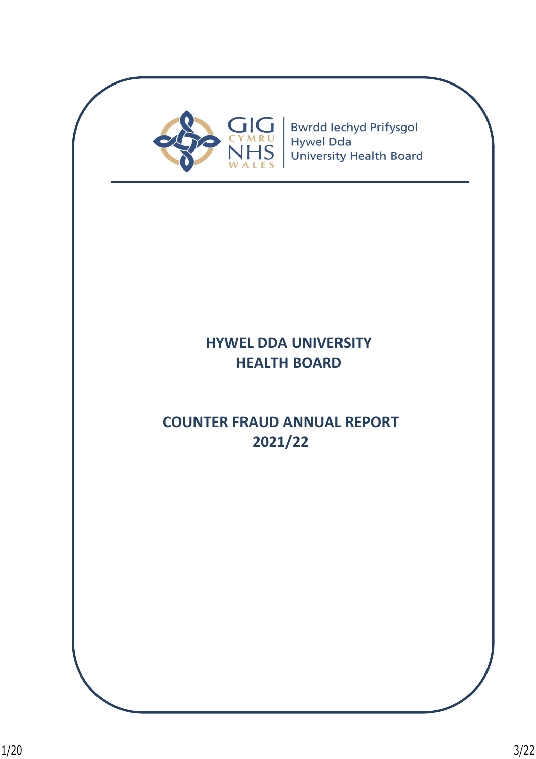Bwrdd Iechyd Prifysgol Hywel Dda University Health Board

# HYWEL DDA UNIVERSITY HEALTH BOARD

# COUNTER FRAUD ANNUAL REPORT 2021/22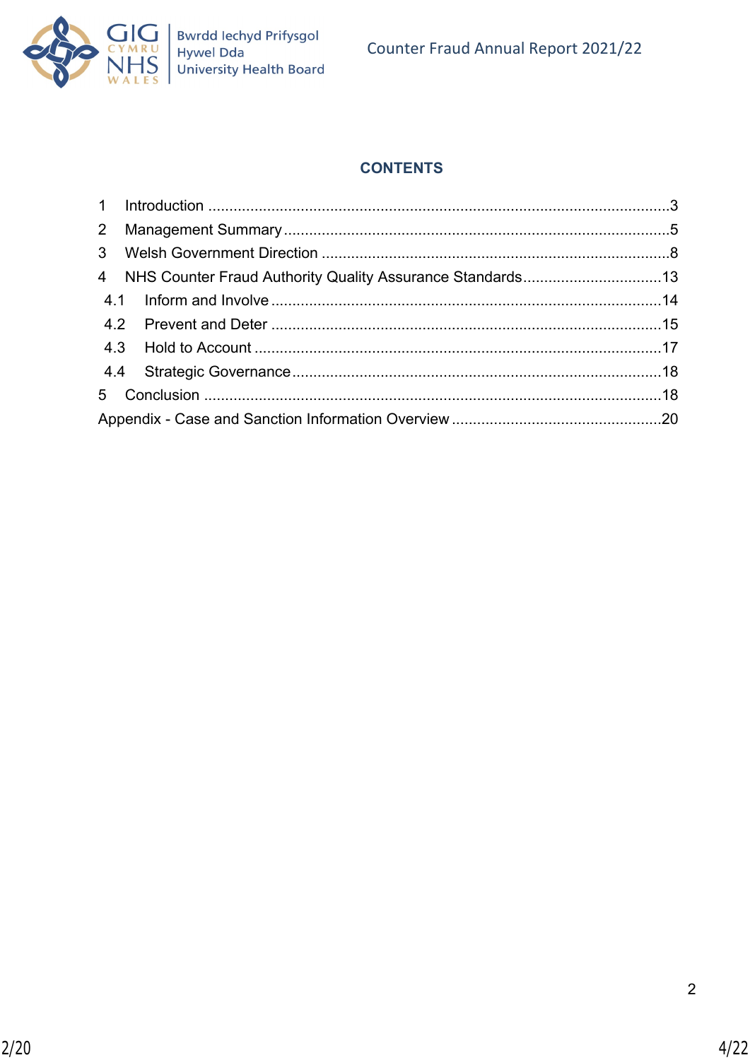## CONTENTS

1 Introduction ....................................................................................................3
2 Management Summary ...................................................................................5
3 Welsh Government Direction ..........................................................................8
4 NHS Counter Fraud Authority Quality Assurance Standards .........................13
  4.1 Inform and Involve ....................................................................................14
  4.2 Prevent and Deter ....................................................................................15
  4.3 Hold to Account ........................................................................................17
  4.4 Strategic Governance ...............................................................................18
5 Conclusion ....................................................................................................18
Appendix - Case and Sanction Information Overview ........................................20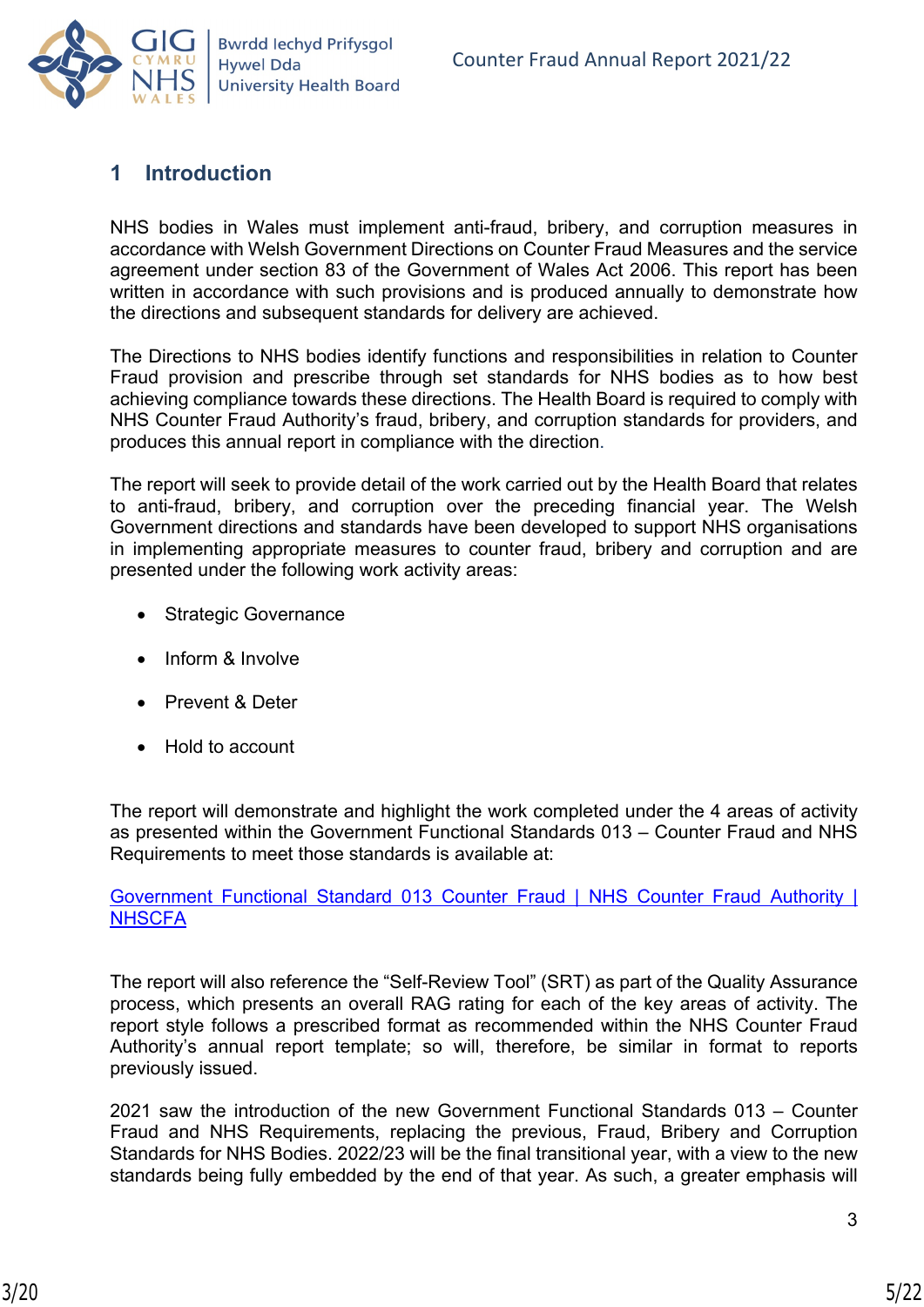## 1 Introduction

NHS bodies in Wales must implement anti-fraud, bribery, and corruption measures in accordance with Welsh Government Directions on Counter Fraud Measures and the service agreement under section 83 of the Government of Wales Act 2006. This report has been written in accordance with such provisions and is produced annually to demonstrate how the directions and subsequent standards for delivery are achieved.

The Directions to NHS bodies identify functions and responsibilities in relation to Counter Fraud provision and prescribe through set standards for NHS bodies as to how best achieving compliance towards these directions. The Health Board is required to comply with NHS Counter Fraud Authority's fraud, bribery, and corruption standards for providers, and produces this annual report in compliance with the direction.

The report will seek to provide detail of the work carried out by the Health Board that relates to anti-fraud, bribery, and corruption over the preceding financial year. The Welsh Government directions and standards have been developed to support NHS organisations in implementing appropriate measures to counter fraud, bribery and corruption and are presented under the following work activity areas:

- Strategic Governance
- Inform & Involve
- Prevent & Deter
- Hold to account

The report will demonstrate and highlight the work completed under the 4 areas of activity as presented within the Government Functional Standards 013 – Counter Fraud and NHS Requirements to meet those standards is available at:

[Government Functional Standard 013 Counter Fraud | NHS Counter Fraud Authority | NHSCFA]

The report will also reference the "Self-Review Tool" (SRT) as part of the Quality Assurance process, which presents an overall RAG rating for each of the key areas of activity. The report style follows a prescribed format as recommended within the NHS Counter Fraud Authority's annual report template; so will, therefore, be similar in format to reports previously issued.

2021 saw the introduction of the new Government Functional Standards 013 – Counter Fraud and NHS Requirements, replacing the previous, Fraud, Bribery and Corruption Standards for NHS Bodies. 2022/23 will be the final transitional year, with a view to the new standards being fully embedded by the end of that year. As such, a greater emphasis will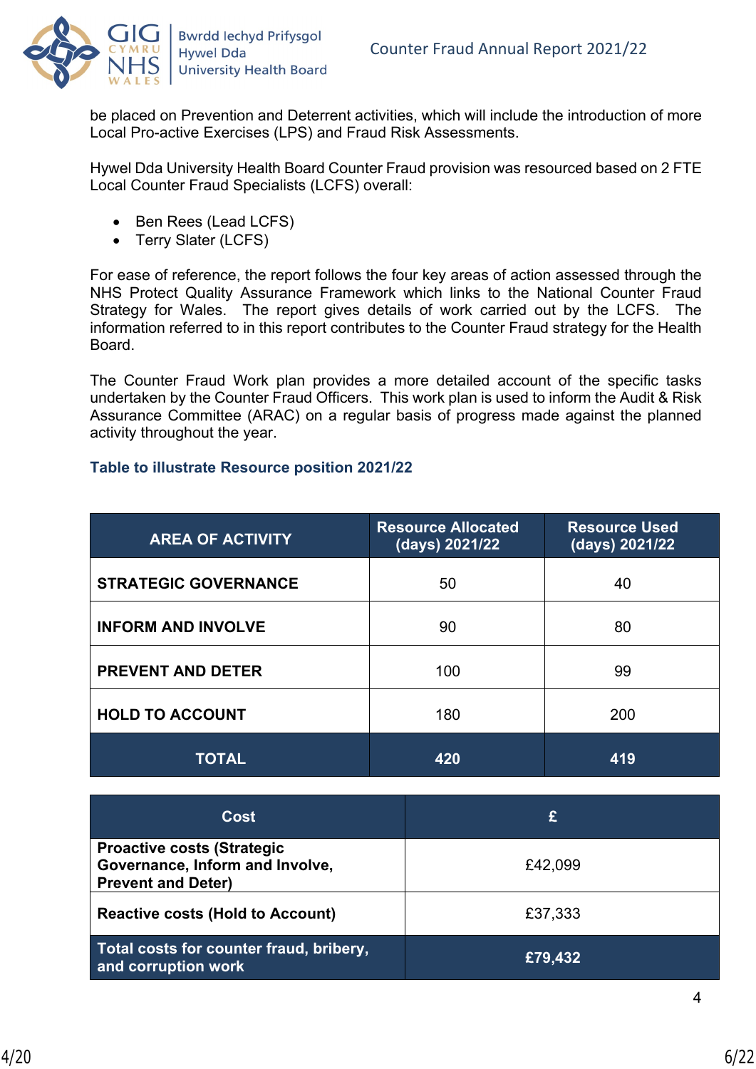be placed on Prevention and Deterrent activities, which will include the introduction of more Local Pro-active Exercises (LPS) and Fraud Risk Assessments.

Hywel Dda University Health Board Counter Fraud provision was resourced based on 2 FTE Local Counter Fraud Specialists (LCFS) overall:

- Ben Rees (Lead LCFS)
- Terry Slater (LCFS)

For ease of reference, the report follows the four key areas of action assessed through the NHS Protect Quality Assurance Framework which links to the National Counter Fraud Strategy for Wales. The report gives details of work carried out by the LCFS. The information referred to in this report contributes to the Counter Fraud strategy for the Health Board.

The Counter Fraud Work plan provides a more detailed account of the specific tasks undertaken by the Counter Fraud Officers. This work plan is used to inform the Audit & Risk Assurance Committee (ARAC) on a regular basis of progress made against the planned activity throughout the year.

### Table to illustrate Resource position 2021/22

| AREA OF ACTIVITY | Resource Allocated (days) 2021/22 | Resource Used (days) 2021/22 |
|---|---|---|
| **STRATEGIC GOVERNANCE** | 50 | 40 |
| **INFORM AND INVOLVE** | 90 | 80 |
| **PREVENT AND DETER** | 100 | 99 |
| **HOLD TO ACCOUNT** | 180 | 200 |
| **TOTAL** | **420** | **419** |

| Cost | £ |
|---|---|
| **Proactive costs (Strategic Governance, Inform and Involve, Prevent and Deter)** | £42,099 |
| **Reactive costs (Hold to Account)** | £37,333 |
| **Total costs for counter fraud, bribery, and corruption work** | **£79,432** |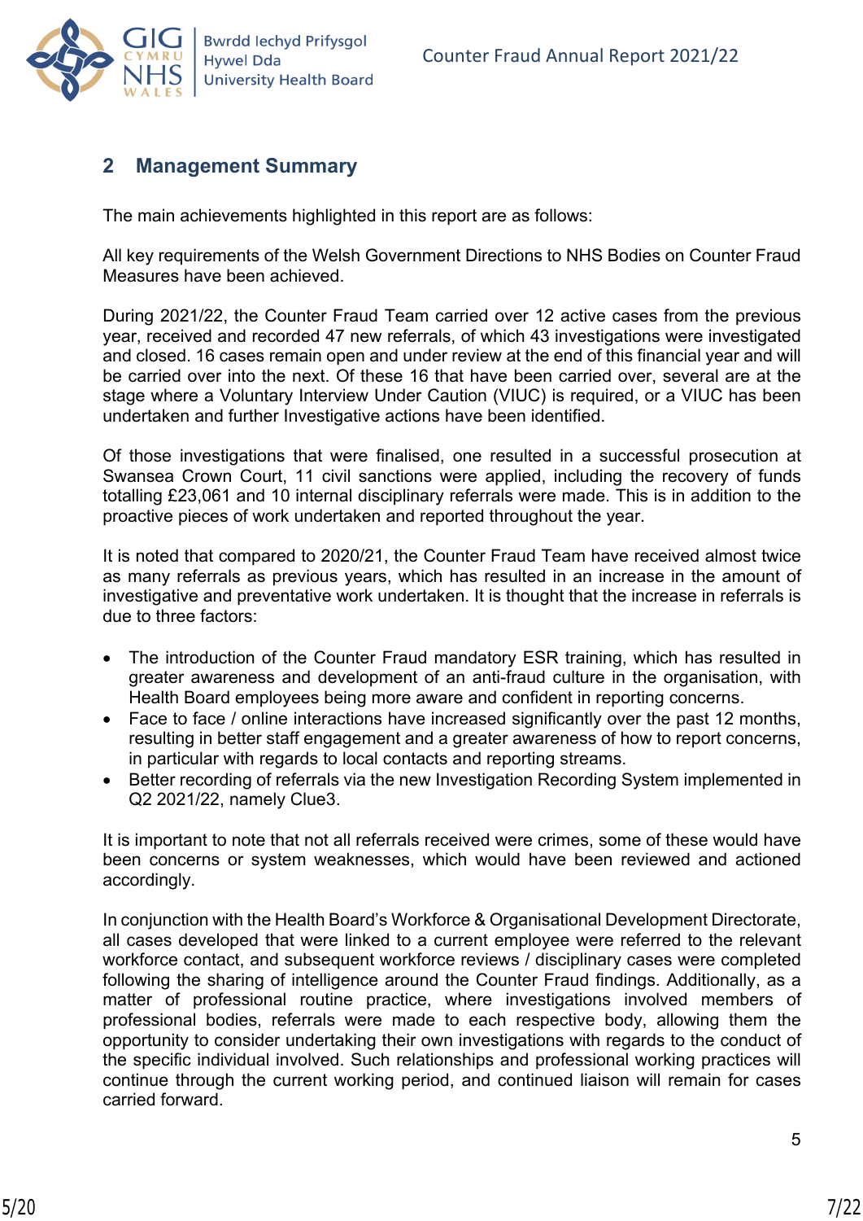## 2 Management Summary

The main achievements highlighted in this report are as follows:

All key requirements of the Welsh Government Directions to NHS Bodies on Counter Fraud Measures have been achieved.

During 2021/22, the Counter Fraud Team carried over 12 active cases from the previous year, received and recorded 47 new referrals, of which 43 investigations were investigated and closed. 16 cases remain open and under review at the end of this financial year and will be carried over into the next. Of these 16 that have been carried over, several are at the stage where a Voluntary Interview Under Caution (VIUC) is required, or a VIUC has been undertaken and further Investigative actions have been identified.

Of those investigations that were finalised, one resulted in a successful prosecution at Swansea Crown Court, 11 civil sanctions were applied, including the recovery of funds totalling £23,061 and 10 internal disciplinary referrals were made. This is in addition to the proactive pieces of work undertaken and reported throughout the year.

It is noted that compared to 2020/21, the Counter Fraud Team have received almost twice as many referrals as previous years, which has resulted in an increase in the amount of investigative and preventative work undertaken. It is thought that the increase in referrals is due to three factors:

- The introduction of the Counter Fraud mandatory ESR training, which has resulted in greater awareness and development of an anti-fraud culture in the organisation, with Health Board employees being more aware and confident in reporting concerns.
- Face to face / online interactions have increased significantly over the past 12 months, resulting in better staff engagement and a greater awareness of how to report concerns, in particular with regards to local contacts and reporting streams.
- Better recording of referrals via the new Investigation Recording System implemented in Q2 2021/22, namely Clue3.

It is important to note that not all referrals received were crimes, some of these would have been concerns or system weaknesses, which would have been reviewed and actioned accordingly.

In conjunction with the Health Board's Workforce & Organisational Development Directorate, all cases developed that were linked to a current employee were referred to the relevant workforce contact, and subsequent workforce reviews / disciplinary cases were completed following the sharing of intelligence around the Counter Fraud findings. Additionally, as a matter of professional routine practice, where investigations involved members of professional bodies, referrals were made to each respective body, allowing them the opportunity to consider undertaking their own investigations with regards to the conduct of the specific individual involved. Such relationships and professional working practices will continue through the current working period, and continued liaison will remain for cases carried forward.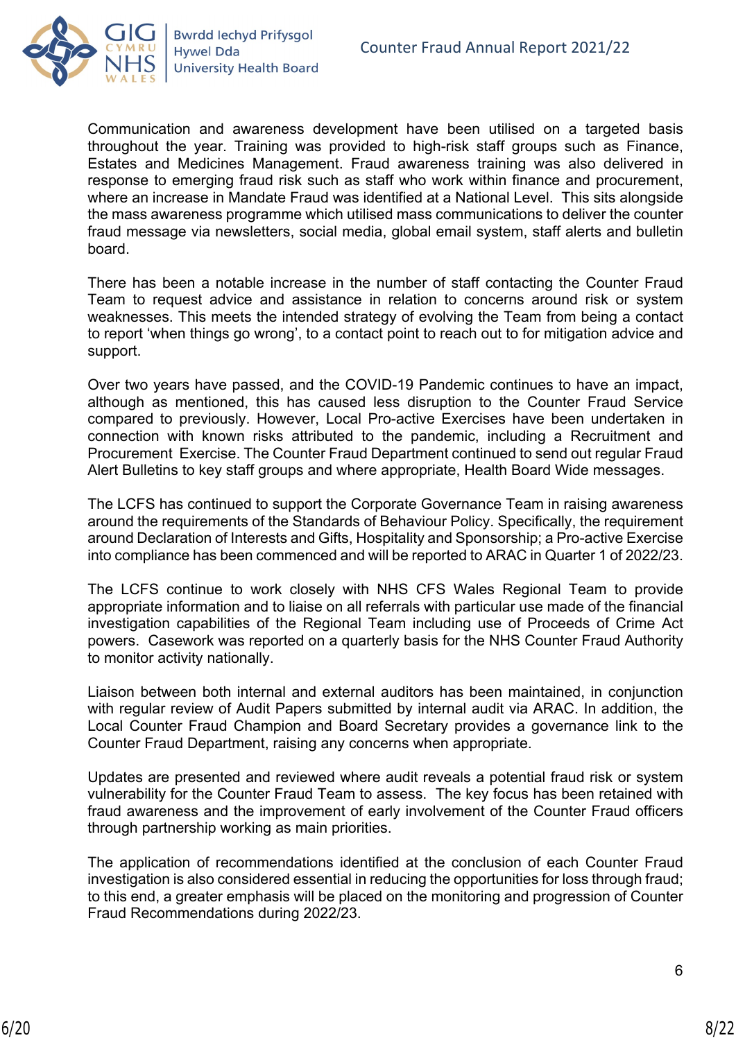Communication and awareness development have been utilised on a targeted basis throughout the year. Training was provided to high-risk staff groups such as Finance, Estates and Medicines Management. Fraud awareness training was also delivered in response to emerging fraud risk such as staff who work within finance and procurement, where an increase in Mandate Fraud was identified at a National Level. This sits alongside the mass awareness programme which utilised mass communications to deliver the counter fraud message via newsletters, social media, global email system, staff alerts and bulletin board.

There has been a notable increase in the number of staff contacting the Counter Fraud Team to request advice and assistance in relation to concerns around risk or system weaknesses. This meets the intended strategy of evolving the Team from being a contact to report 'when things go wrong', to a contact point to reach out to for mitigation advice and support.

Over two years have passed, and the COVID-19 Pandemic continues to have an impact, although as mentioned, this has caused less disruption to the Counter Fraud Service compared to previously. However, Local Pro-active Exercises have been undertaken in connection with known risks attributed to the pandemic, including a Recruitment and Procurement Exercise. The Counter Fraud Department continued to send out regular Fraud Alert Bulletins to key staff groups and where appropriate, Health Board Wide messages.

The LCFS has continued to support the Corporate Governance Team in raising awareness around the requirements of the Standards of Behaviour Policy. Specifically, the requirement around Declaration of Interests and Gifts, Hospitality and Sponsorship; a Pro-active Exercise into compliance has been commenced and will be reported to ARAC in Quarter 1 of 2022/23.

The LCFS continue to work closely with NHS CFS Wales Regional Team to provide appropriate information and to liaise on all referrals with particular use made of the financial investigation capabilities of the Regional Team including use of Proceeds of Crime Act powers. Casework was reported on a quarterly basis for the NHS Counter Fraud Authority to monitor activity nationally.

Liaison between both internal and external auditors has been maintained, in conjunction with regular review of Audit Papers submitted by internal audit via ARAC. In addition, the Local Counter Fraud Champion and Board Secretary provides a governance link to the Counter Fraud Department, raising any concerns when appropriate.

Updates are presented and reviewed where audit reveals a potential fraud risk or system vulnerability for the Counter Fraud Team to assess. The key focus has been retained with fraud awareness and the improvement of early involvement of the Counter Fraud officers through partnership working as main priorities.

The application of recommendations identified at the conclusion of each Counter Fraud investigation is also considered essential in reducing the opportunities for loss through fraud; to this end, a greater emphasis will be placed on the monitoring and progression of Counter Fraud Recommendations during 2022/23.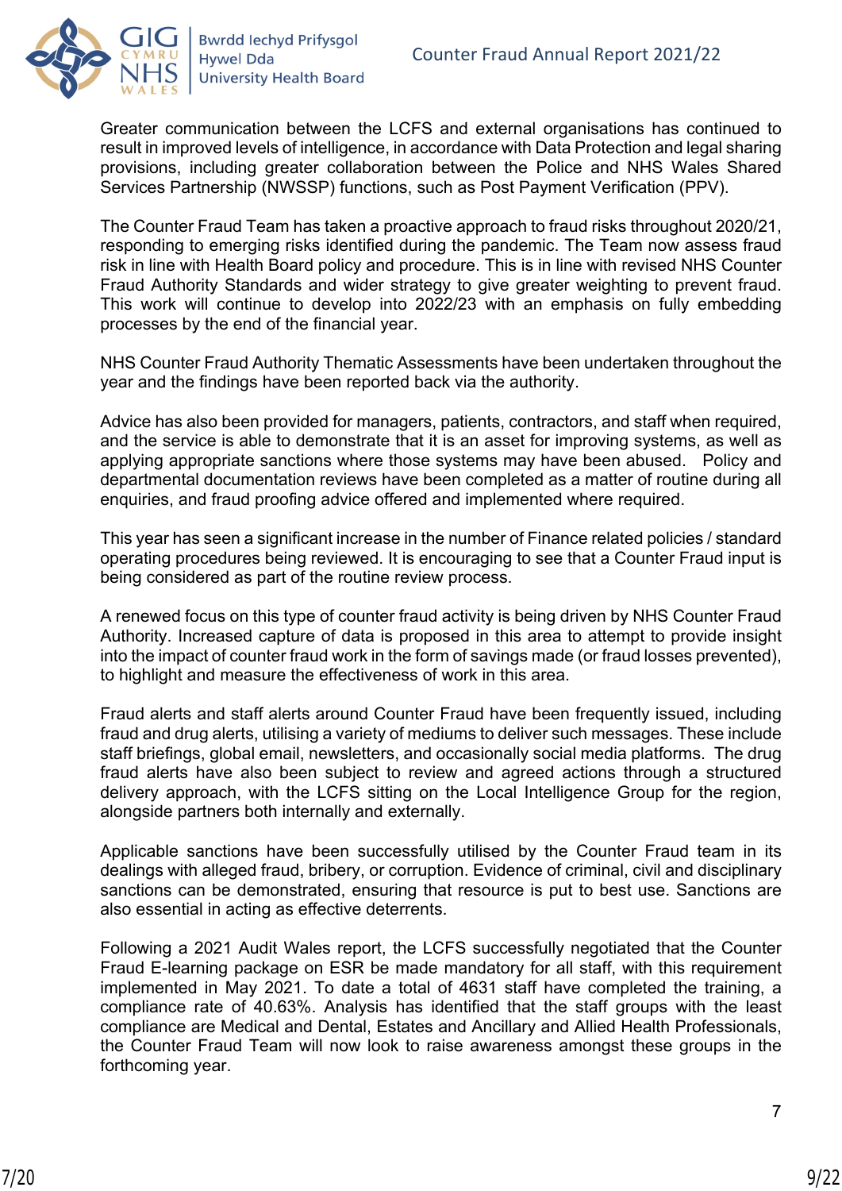Greater communication between the LCFS and external organisations has continued to result in improved levels of intelligence, in accordance with Data Protection and legal sharing provisions, including greater collaboration between the Police and NHS Wales Shared Services Partnership (NWSSP) functions, such as Post Payment Verification (PPV).

The Counter Fraud Team has taken a proactive approach to fraud risks throughout 2020/21, responding to emerging risks identified during the pandemic. The Team now assess fraud risk in line with Health Board policy and procedure. This is in line with revised NHS Counter Fraud Authority Standards and wider strategy to give greater weighting to prevent fraud. This work will continue to develop into 2022/23 with an emphasis on fully embedding processes by the end of the financial year.

NHS Counter Fraud Authority Thematic Assessments have been undertaken throughout the year and the findings have been reported back via the authority.

Advice has also been provided for managers, patients, contractors, and staff when required, and the service is able to demonstrate that it is an asset for improving systems, as well as applying appropriate sanctions where those systems may have been abused. Policy and departmental documentation reviews have been completed as a matter of routine during all enquiries, and fraud proofing advice offered and implemented where required.

This year has seen a significant increase in the number of Finance related policies / standard operating procedures being reviewed. It is encouraging to see that a Counter Fraud input is being considered as part of the routine review process.

A renewed focus on this type of counter fraud activity is being driven by NHS Counter Fraud Authority. Increased capture of data is proposed in this area to attempt to provide insight into the impact of counter fraud work in the form of savings made (or fraud losses prevented), to highlight and measure the effectiveness of work in this area.

Fraud alerts and staff alerts around Counter Fraud have been frequently issued, including fraud and drug alerts, utilising a variety of mediums to deliver such messages. These include staff briefings, global email, newsletters, and occasionally social media platforms. The drug fraud alerts have also been subject to review and agreed actions through a structured delivery approach, with the LCFS sitting on the Local Intelligence Group for the region, alongside partners both internally and externally.

Applicable sanctions have been successfully utilised by the Counter Fraud team in its dealings with alleged fraud, bribery, or corruption. Evidence of criminal, civil and disciplinary sanctions can be demonstrated, ensuring that resource is put to best use. Sanctions are also essential in acting as effective deterrents.

Following a 2021 Audit Wales report, the LCFS successfully negotiated that the Counter Fraud E-learning package on ESR be made mandatory for all staff, with this requirement implemented in May 2021. To date a total of 4631 staff have completed the training, a compliance rate of 40.63%. Analysis has identified that the staff groups with the least compliance are Medical and Dental, Estates and Ancillary and Allied Health Professionals, the Counter Fraud Team will now look to raise awareness amongst these groups in the forthcoming year.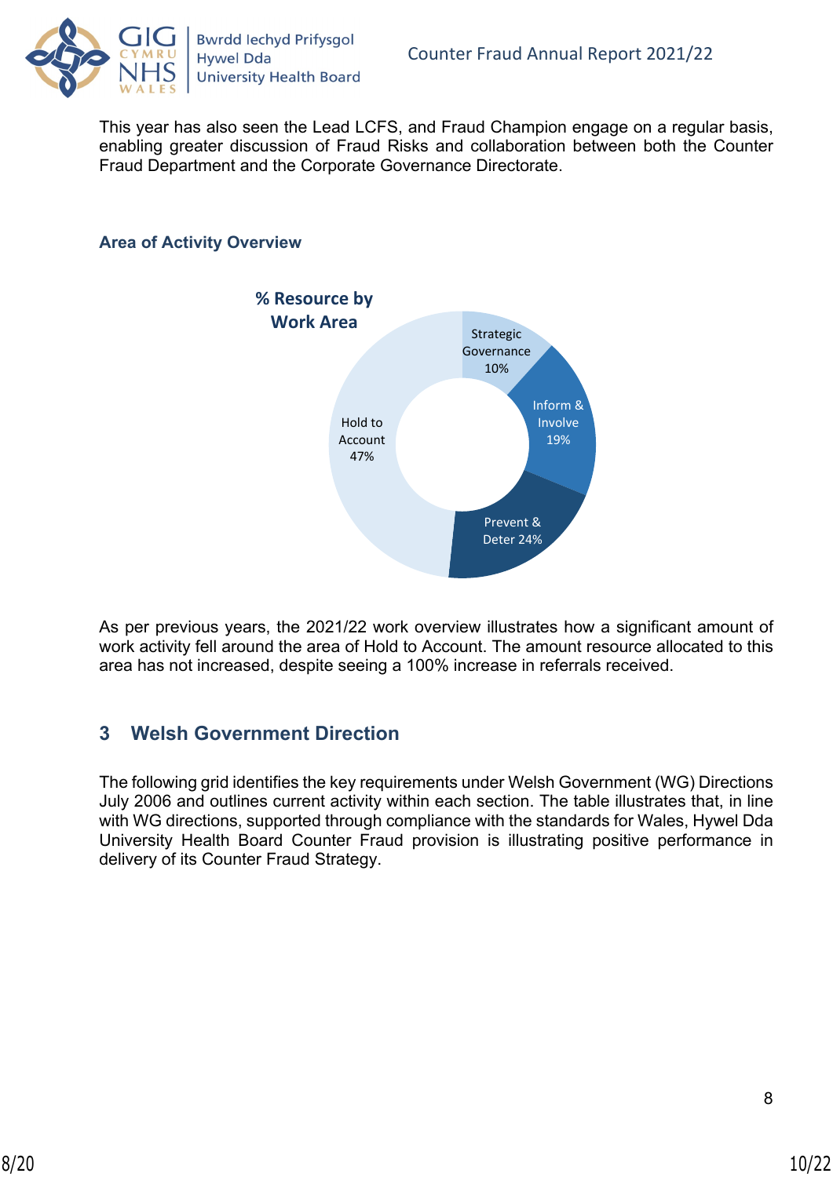This year has also seen the Lead LCFS, and Fraud Champion engage on a regular basis, enabling greater discussion of Fraud Risks and collaboration between both the Counter Fraud Department and the Corporate Governance Directorate.

### Area of Activity Overview

**% Resource by Work Area**

Strategic Governance 10%

Inform & Involve 19%

Prevent & Deter 24%

Hold to Account 47%

As per previous years, the 2021/22 work overview illustrates how a significant amount of work activity fell around the area of Hold to Account. The amount resource allocated to this area has not increased, despite seeing a 100% increase in referrals received.

## 3 Welsh Government Direction

The following grid identifies the key requirements under Welsh Government (WG) Directions July 2006 and outlines current activity within each section. The table illustrates that, in line with WG directions, supported through compliance with the standards for Wales, Hywel Dda University Health Board Counter Fraud provision is illustrating positive performance in delivery of its Counter Fraud Strategy.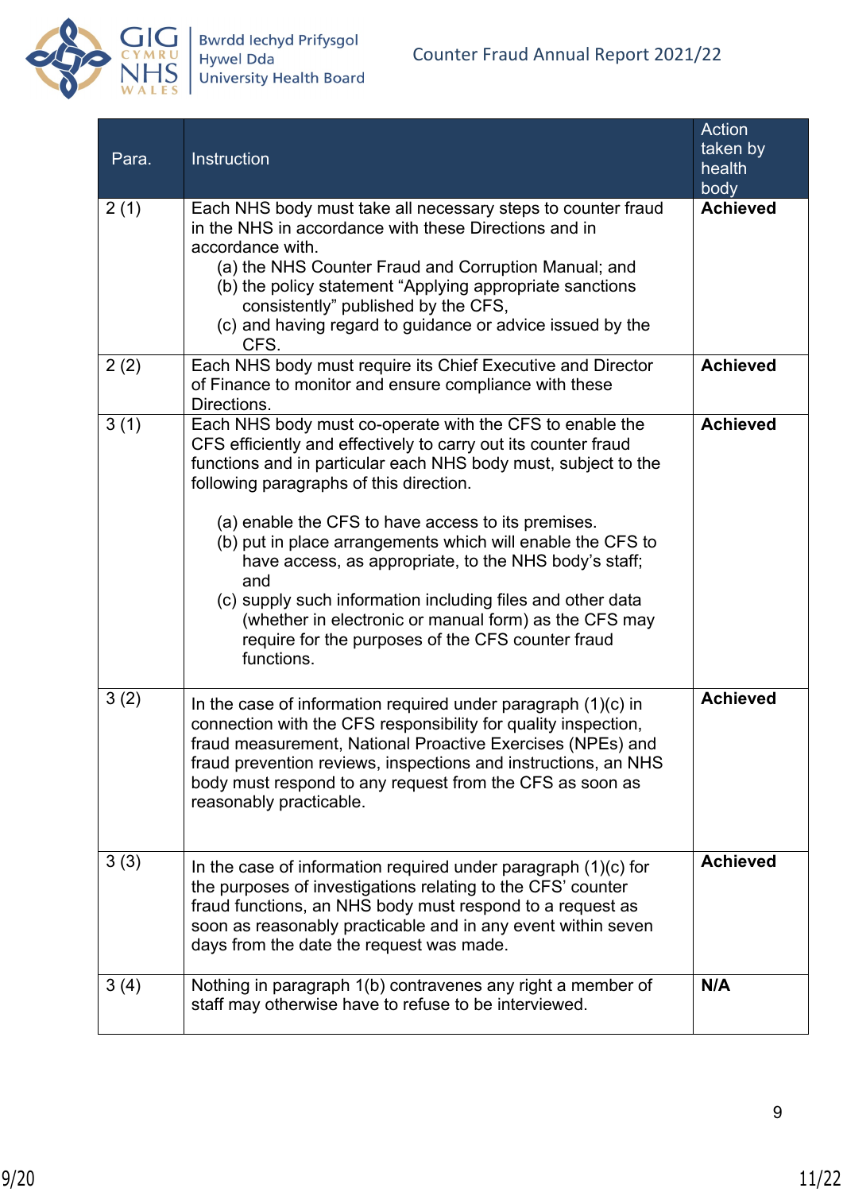| Para. | Instruction | Action taken by health body |
|---|---|---|
| 2 (1) | Each NHS body must take all necessary steps to counter fraud in the NHS in accordance with these Directions and in accordance with.<br>(a) the NHS Counter Fraud and Corruption Manual; and<br>(b) the policy statement "Applying appropriate sanctions consistently" published by the CFS,<br>(c) and having regard to guidance or advice issued by the CFS. | **Achieved** |
| 2 (2) | Each NHS body must require its Chief Executive and Director of Finance to monitor and ensure compliance with these Directions. | **Achieved** |
| 3 (1) | Each NHS body must co-operate with the CFS to enable the CFS efficiently and effectively to carry out its counter fraud functions and in particular each NHS body must, subject to the following paragraphs of this direction.<br><br>(a) enable the CFS to have access to its premises.<br>(b) put in place arrangements which will enable the CFS to have access, as appropriate, to the NHS body's staff; and<br>(c) supply such information including files and other data (whether in electronic or manual form) as the CFS may require for the purposes of the CFS counter fraud functions. | **Achieved** |
| 3 (2) | In the case of information required under paragraph (1)(c) in connection with the CFS responsibility for quality inspection, fraud measurement, National Proactive Exercises (NPEs) and fraud prevention reviews, inspections and instructions, an NHS body must respond to any request from the CFS as soon as reasonably practicable. | **Achieved** |
| 3 (3) | In the case of information required under paragraph (1)(c) for the purposes of investigations relating to the CFS' counter fraud functions, an NHS body must respond to a request as soon as reasonably practicable and in any event within seven days from the date the request was made. | **Achieved** |
| 3 (4) | Nothing in paragraph 1(b) contravenes any right a member of staff may otherwise have to refuse to be interviewed. | **N/A** |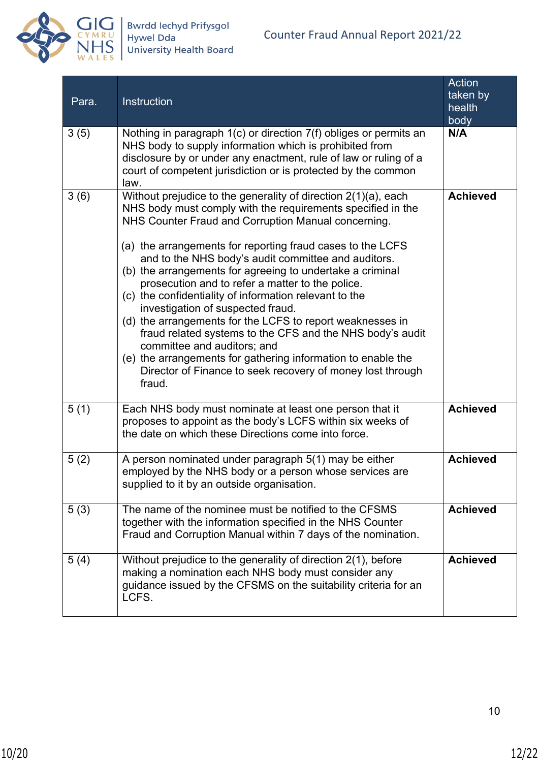| Para. | Instruction | Action taken by health body |
|---|---|---|
| 3 (5) | Nothing in paragraph 1(c) or direction 7(f) obliges or permits an NHS body to supply information which is prohibited from disclosure by or under any enactment, rule of law or ruling of a court of competent jurisdiction or is protected by the common law. | **N/A** |
| 3 (6) | Without prejudice to the generality of direction 2(1)(a), each NHS body must comply with the requirements specified in the NHS Counter Fraud and Corruption Manual concerning.<br><br>(a) the arrangements for reporting fraud cases to the LCFS and to the NHS body's audit committee and auditors.<br>(b) the arrangements for agreeing to undertake a criminal prosecution and to refer a matter to the police.<br>(c) the confidentiality of information relevant to the investigation of suspected fraud.<br>(d) the arrangements for the LCFS to report weaknesses in fraud related systems to the CFS and the NHS body's audit committee and auditors; and<br>(e) the arrangements for gathering information to enable the Director of Finance to seek recovery of money lost through fraud. | **Achieved** |
| 5 (1) | Each NHS body must nominate at least one person that it proposes to appoint as the body's LCFS within six weeks of the date on which these Directions come into force. | **Achieved** |
| 5 (2) | A person nominated under paragraph 5(1) may be either employed by the NHS body or a person whose services are supplied to it by an outside organisation. | **Achieved** |
| 5 (3) | The name of the nominee must be notified to the CFSMS together with the information specified in the NHS Counter Fraud and Corruption Manual within 7 days of the nomination. | **Achieved** |
| 5 (4) | Without prejudice to the generality of direction 2(1), before making a nomination each NHS body must consider any guidance issued by the CFSMS on the suitability criteria for an LCFS. | **Achieved** |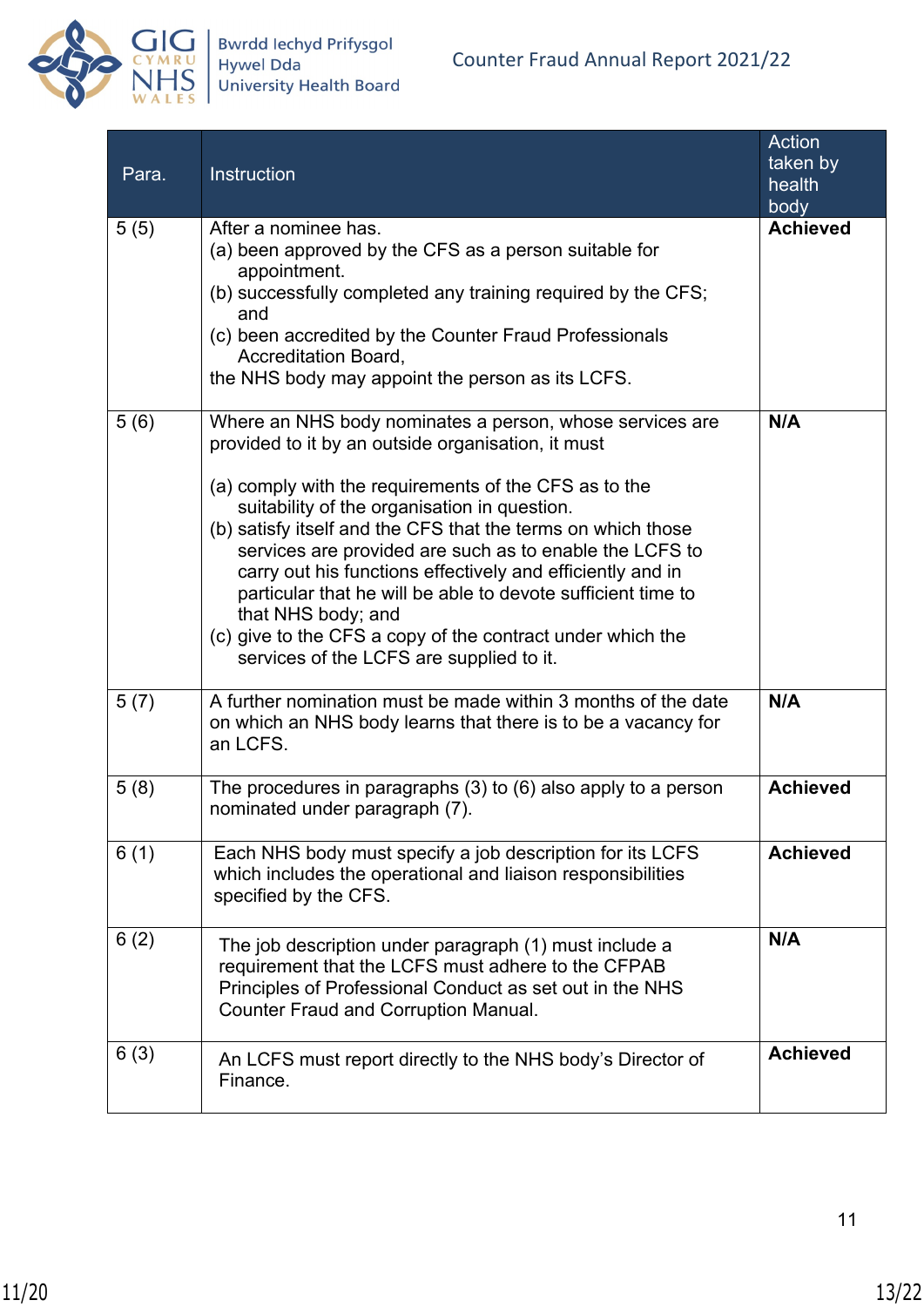| Para. | Instruction | Action taken by health body |
|---|---|---|
| 5 (5) | After a nominee has. (a) been approved by the CFS as a person suitable for appointment. (b) successfully completed any training required by the CFS; and (c) been accredited by the Counter Fraud Professionals Accreditation Board, the NHS body may appoint the person as its LCFS. | **Achieved** |
| 5 (6) | Where an NHS body nominates a person, whose services are provided to it by an outside organisation, it must (a) comply with the requirements of the CFS as to the suitability of the organisation in question. (b) satisfy itself and the CFS that the terms on which those services are provided are such as to enable the LCFS to carry out his functions effectively and efficiently and in particular that he will be able to devote sufficient time to that NHS body; and (c) give to the CFS a copy of the contract under which the services of the LCFS are supplied to it. | **N/A** |
| 5 (7) | A further nomination must be made within 3 months of the date on which an NHS body learns that there is to be a vacancy for an LCFS. | **N/A** |
| 5 (8) | The procedures in paragraphs (3) to (6) also apply to a person nominated under paragraph (7). | **Achieved** |
| 6 (1) | Each NHS body must specify a job description for its LCFS which includes the operational and liaison responsibilities specified by the CFS. | **Achieved** |
| 6 (2) | The job description under paragraph (1) must include a requirement that the LCFS must adhere to the CFPAB Principles of Professional Conduct as set out in the NHS Counter Fraud and Corruption Manual. | **N/A** |
| 6 (3) | An LCFS must report directly to the NHS body's Director of Finance. | **Achieved** |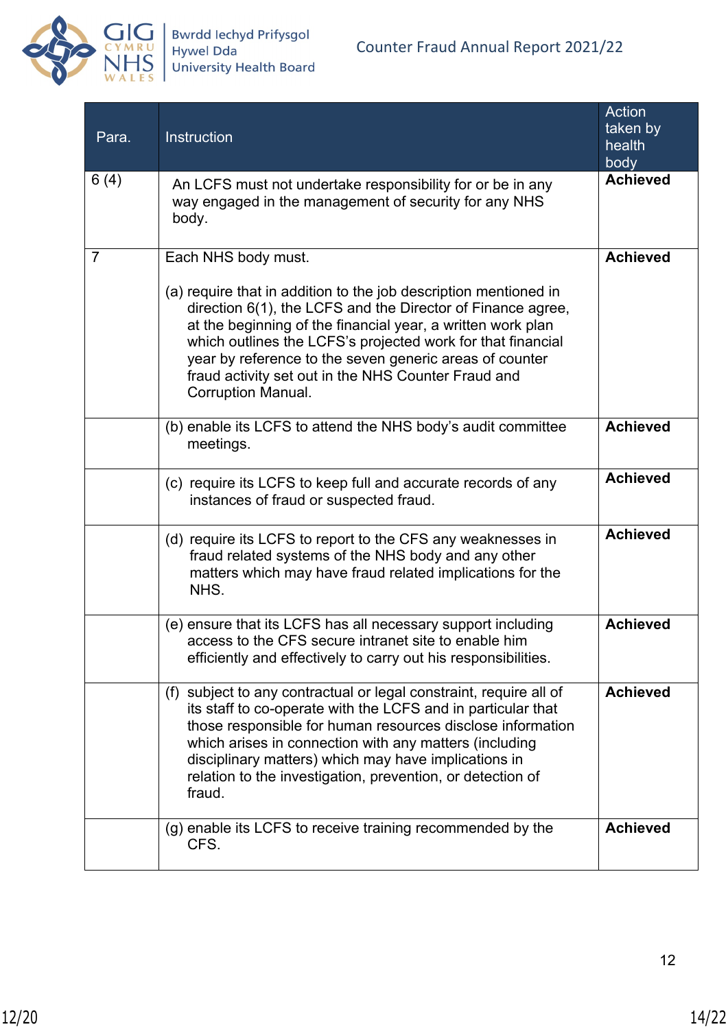| Para. | Instruction | Action taken by health body |
|---|---|---|
| 6 (4) | An LCFS must not undertake responsibility for or be in any way engaged in the management of security for any NHS body. | **Achieved** |
| 7 | Each NHS body must.<br><br>(a) require that in addition to the job description mentioned in direction 6(1), the LCFS and the Director of Finance agree, at the beginning of the financial year, a written work plan which outlines the LCFS's projected work for that financial year by reference to the seven generic areas of counter fraud activity set out in the NHS Counter Fraud and Corruption Manual. | **Achieved** |
| | (b) enable its LCFS to attend the NHS body's audit committee meetings. | **Achieved** |
| | (c) require its LCFS to keep full and accurate records of any instances of fraud or suspected fraud. | **Achieved** |
| | (d) require its LCFS to report to the CFS any weaknesses in fraud related systems of the NHS body and any other matters which may have fraud related implications for the NHS. | **Achieved** |
| | (e) ensure that its LCFS has all necessary support including access to the CFS secure intranet site to enable him efficiently and effectively to carry out his responsibilities. | **Achieved** |
| | (f) subject to any contractual or legal constraint, require all of its staff to co-operate with the LCFS and in particular that those responsible for human resources disclose information which arises in connection with any matters (including disciplinary matters) which may have implications in relation to the investigation, prevention, or detection of fraud. | **Achieved** |
| | (g) enable its LCFS to receive training recommended by the CFS. | **Achieved** |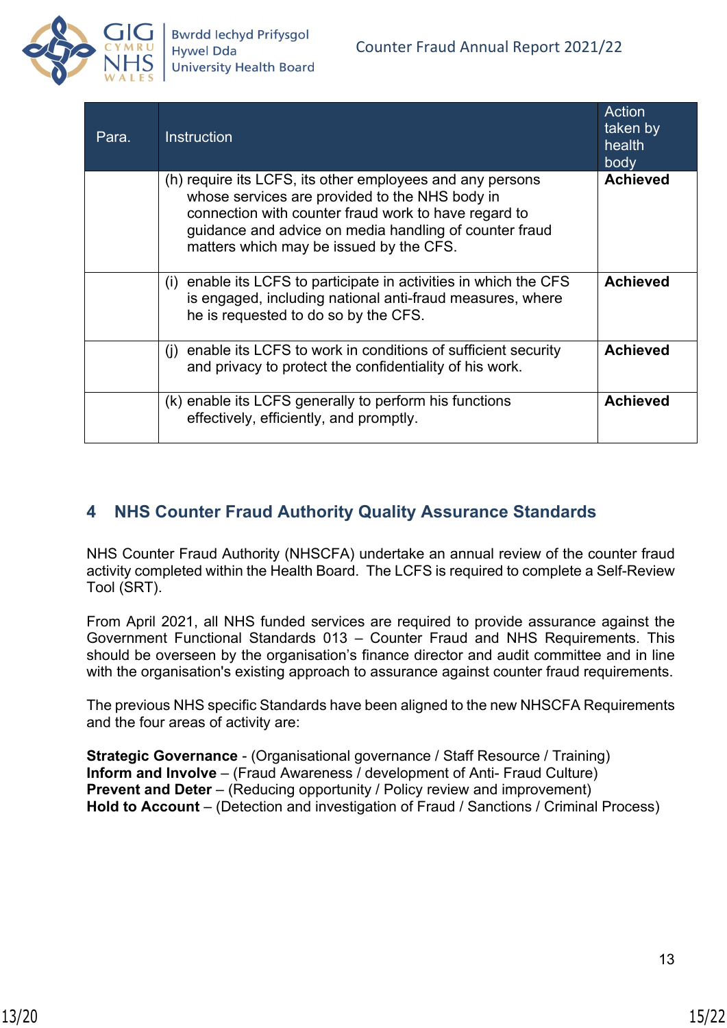| Para. | Instruction | Action taken by health body |
|---|---|---|
| | (h) require its LCFS, its other employees and any persons whose services are provided to the NHS body in connection with counter fraud work to have regard to guidance and advice on media handling of counter fraud matters which may be issued by the CFS. | **Achieved** |
| | (i) enable its LCFS to participate in activities in which the CFS is engaged, including national anti-fraud measures, where he is requested to do so by the CFS. | **Achieved** |
| | (j) enable its LCFS to work in conditions of sufficient security and privacy to protect the confidentiality of his work. | **Achieved** |
| | (k) enable its LCFS generally to perform his functions effectively, efficiently, and promptly. | **Achieved** |

## 4 NHS Counter Fraud Authority Quality Assurance Standards

NHS Counter Fraud Authority (NHSCFA) undertake an annual review of the counter fraud activity completed within the Health Board. The LCFS is required to complete a Self-Review Tool (SRT).

From April 2021, all NHS funded services are required to provide assurance against the Government Functional Standards 013 – Counter Fraud and NHS Requirements. This should be overseen by the organisation's finance director and audit committee and in line with the organisation's existing approach to assurance against counter fraud requirements.

The previous NHS specific Standards have been aligned to the new NHSCFA Requirements and the four areas of activity are:

**Strategic Governance** - (Organisational governance / Staff Resource / Training)
**Inform and Involve** – (Fraud Awareness / development of Anti- Fraud Culture)
**Prevent and Deter** – (Reducing opportunity / Policy review and improvement)
**Hold to Account** – (Detection and investigation of Fraud / Sanctions / Criminal Process)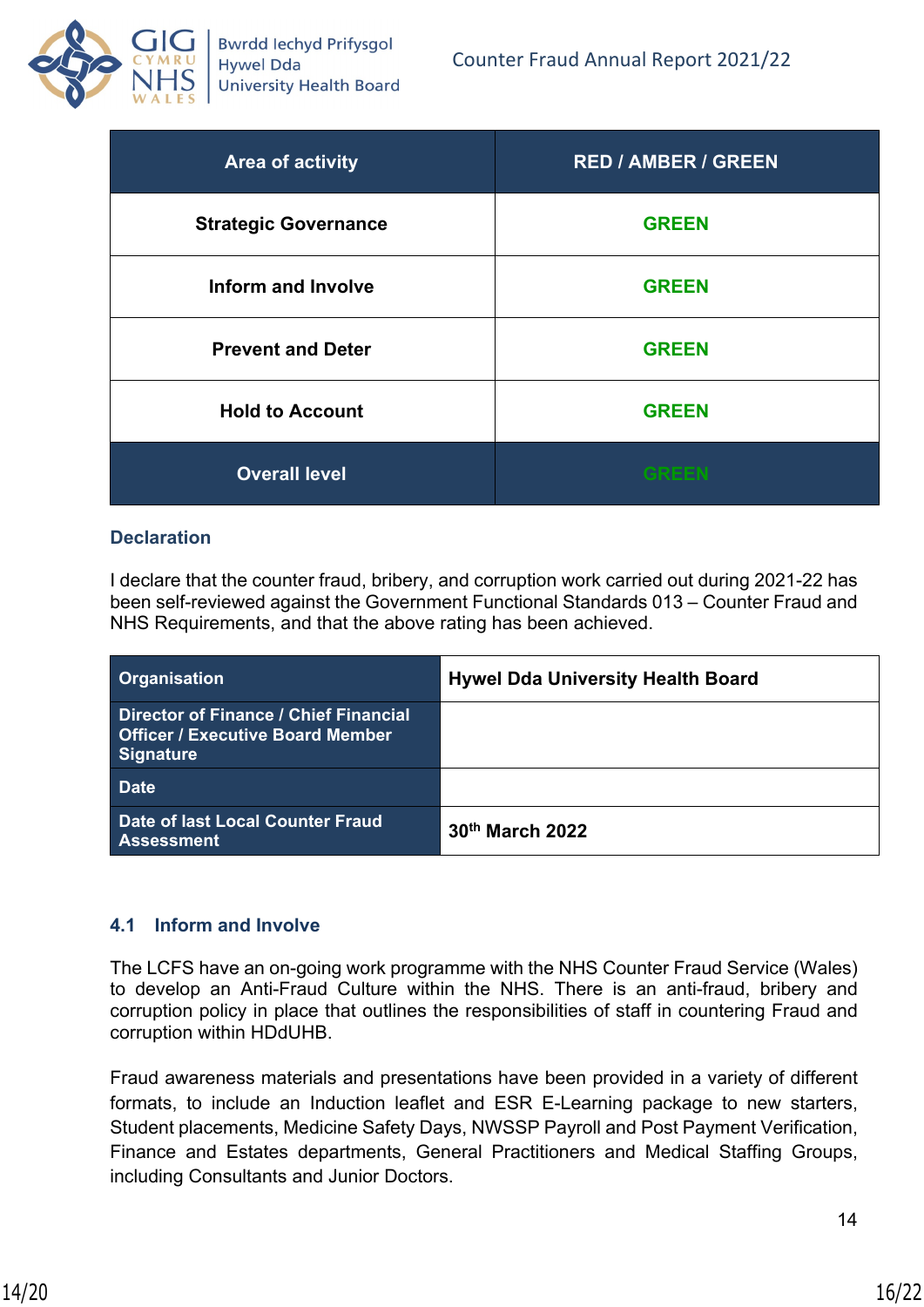| Area of activity | RED / AMBER / GREEN |
| --- | --- |
| **Strategic Governance** | **GREEN** |
| **Inform and Involve** | **GREEN** |
| **Prevent and Deter** | **GREEN** |
| **Hold to Account** | **GREEN** |
| **Overall level** | **GREEN** |

### Declaration

I declare that the counter fraud, bribery, and corruption work carried out during 2021-22 has been self-reviewed against the Government Functional Standards 013 – Counter Fraud and NHS Requirements, and that the above rating has been achieved.

| **Organisation** | **Hywel Dda University Health Board** |
| --- | --- |
| **Director of Finance / Chief Financial Officer / Executive Board Member Signature** | |
| **Date** | |
| **Date of last Local Counter Fraud Assessment** | **30th March 2022** |

### 4.1 Inform and Involve

The LCFS have an on-going work programme with the NHS Counter Fraud Service (Wales) to develop an Anti-Fraud Culture within the NHS. There is an anti-fraud, bribery and corruption policy in place that outlines the responsibilities of staff in countering Fraud and corruption within HDdUHB.

Fraud awareness materials and presentations have been provided in a variety of different formats, to include an Induction leaflet and ESR E-Learning package to new starters, Student placements, Medicine Safety Days, NWSSP Payroll and Post Payment Verification, Finance and Estates departments, General Practitioners and Medical Staffing Groups, including Consultants and Junior Doctors.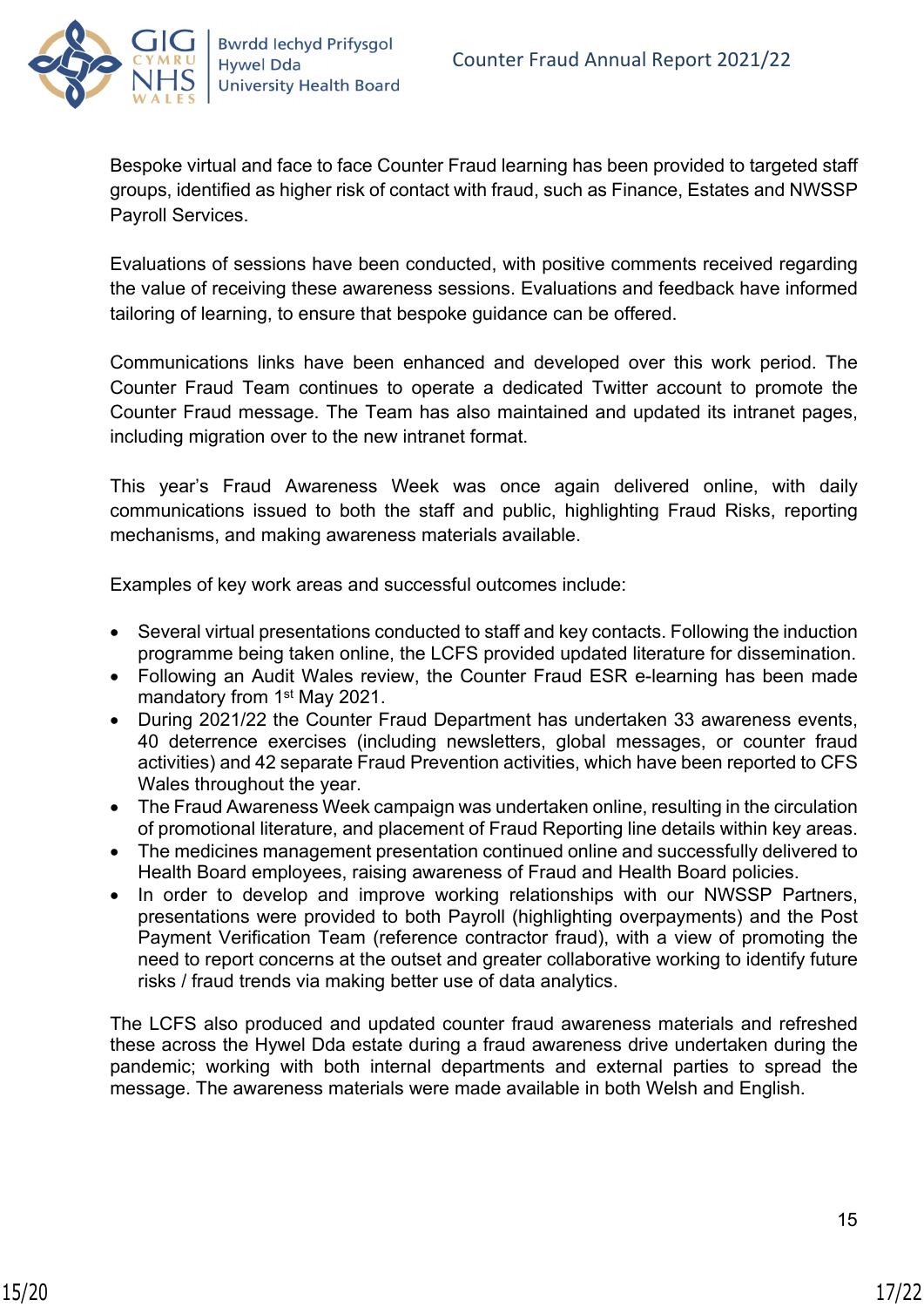Bespoke virtual and face to face Counter Fraud learning has been provided to targeted staff groups, identified as higher risk of contact with fraud, such as Finance, Estates and NWSSP Payroll Services.

Evaluations of sessions have been conducted, with positive comments received regarding the value of receiving these awareness sessions. Evaluations and feedback have informed tailoring of learning, to ensure that bespoke guidance can be offered.

Communications links have been enhanced and developed over this work period. The Counter Fraud Team continues to operate a dedicated Twitter account to promote the Counter Fraud message. The Team has also maintained and updated its intranet pages, including migration over to the new intranet format.

This year's Fraud Awareness Week was once again delivered online, with daily communications issued to both the staff and public, highlighting Fraud Risks, reporting mechanisms, and making awareness materials available.

Examples of key work areas and successful outcomes include:

- Several virtual presentations conducted to staff and key contacts. Following the induction programme being taken online, the LCFS provided updated literature for dissemination.
- Following an Audit Wales review, the Counter Fraud ESR e-learning has been made mandatory from 1st May 2021.
- During 2021/22 the Counter Fraud Department has undertaken 33 awareness events, 40 deterrence exercises (including newsletters, global messages, or counter fraud activities) and 42 separate Fraud Prevention activities, which have been reported to CFS Wales throughout the year.
- The Fraud Awareness Week campaign was undertaken online, resulting in the circulation of promotional literature, and placement of Fraud Reporting line details within key areas.
- The medicines management presentation continued online and successfully delivered to Health Board employees, raising awareness of Fraud and Health Board policies.
- In order to develop and improve working relationships with our NWSSP Partners, presentations were provided to both Payroll (highlighting overpayments) and the Post Payment Verification Team (reference contractor fraud), with a view of promoting the need to report concerns at the outset and greater collaborative working to identify future risks / fraud trends via making better use of data analytics.

The LCFS also produced and updated counter fraud awareness materials and refreshed these across the Hywel Dda estate during a fraud awareness drive undertaken during the pandemic; working with both internal departments and external parties to spread the message. The awareness materials were made available in both Welsh and English.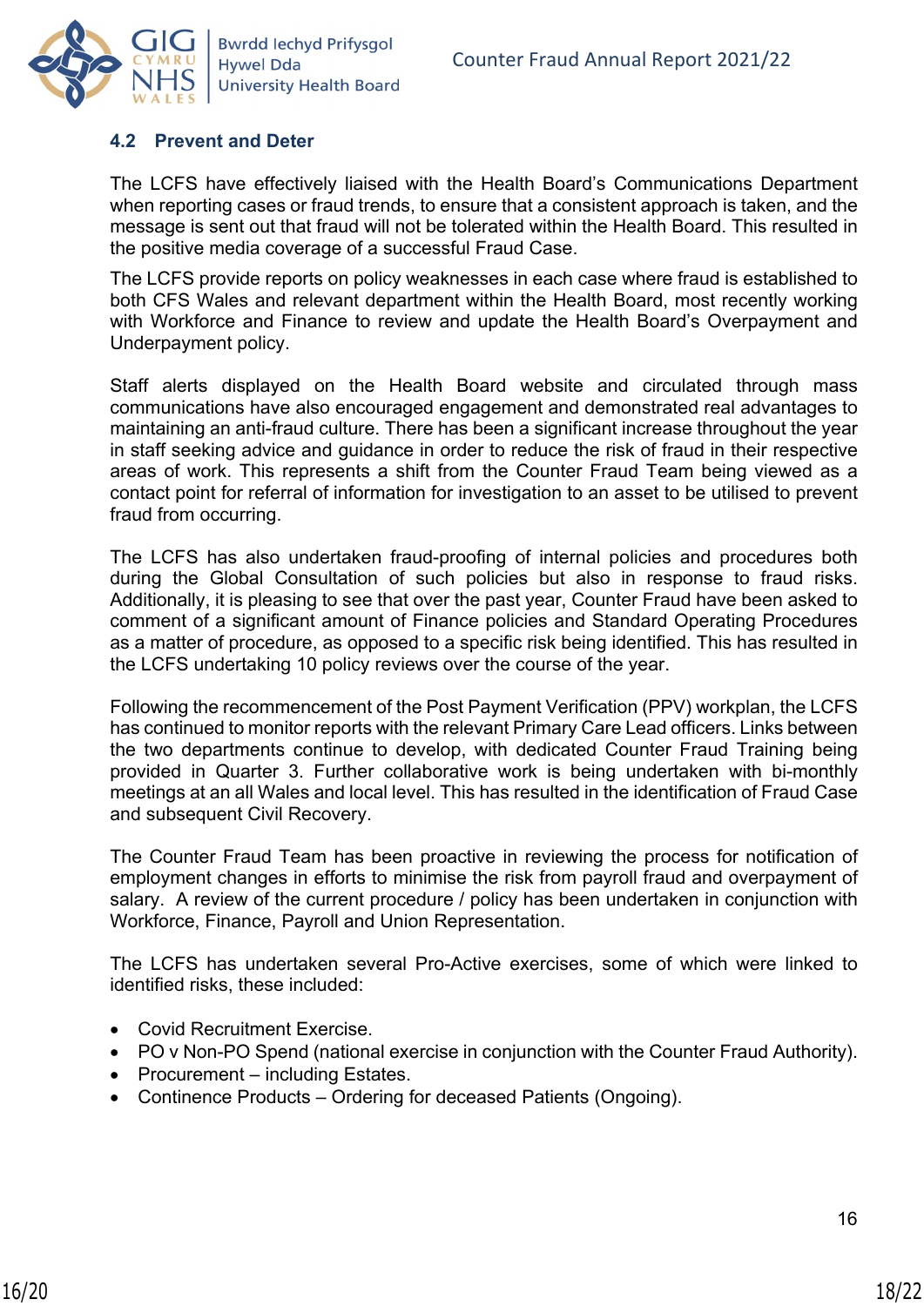### 4.2 Prevent and Deter

The LCFS have effectively liaised with the Health Board's Communications Department when reporting cases or fraud trends, to ensure that a consistent approach is taken, and the message is sent out that fraud will not be tolerated within the Health Board. This resulted in the positive media coverage of a successful Fraud Case.

The LCFS provide reports on policy weaknesses in each case where fraud is established to both CFS Wales and relevant department within the Health Board, most recently working with Workforce and Finance to review and update the Health Board's Overpayment and Underpayment policy.

Staff alerts displayed on the Health Board website and circulated through mass communications have also encouraged engagement and demonstrated real advantages to maintaining an anti-fraud culture. There has been a significant increase throughout the year in staff seeking advice and guidance in order to reduce the risk of fraud in their respective areas of work. This represents a shift from the Counter Fraud Team being viewed as a contact point for referral of information for investigation to an asset to be utilised to prevent fraud from occurring.

The LCFS has also undertaken fraud-proofing of internal policies and procedures both during the Global Consultation of such policies but also in response to fraud risks. Additionally, it is pleasing to see that over the past year, Counter Fraud have been asked to comment of a significant amount of Finance policies and Standard Operating Procedures as a matter of procedure, as opposed to a specific risk being identified. This has resulted in the LCFS undertaking 10 policy reviews over the course of the year.

Following the recommencement of the Post Payment Verification (PPV) workplan, the LCFS has continued to monitor reports with the relevant Primary Care Lead officers. Links between the two departments continue to develop, with dedicated Counter Fraud Training being provided in Quarter 3. Further collaborative work is being undertaken with bi-monthly meetings at an all Wales and local level. This has resulted in the identification of Fraud Case and subsequent Civil Recovery.

The Counter Fraud Team has been proactive in reviewing the process for notification of employment changes in efforts to minimise the risk from payroll fraud and overpayment of salary. A review of the current procedure / policy has been undertaken in conjunction with Workforce, Finance, Payroll and Union Representation.

The LCFS has undertaken several Pro-Active exercises, some of which were linked to identified risks, these included:

- Covid Recruitment Exercise.
- PO v Non-PO Spend (national exercise in conjunction with the Counter Fraud Authority).
- Procurement – including Estates.
- Continence Products – Ordering for deceased Patients (Ongoing).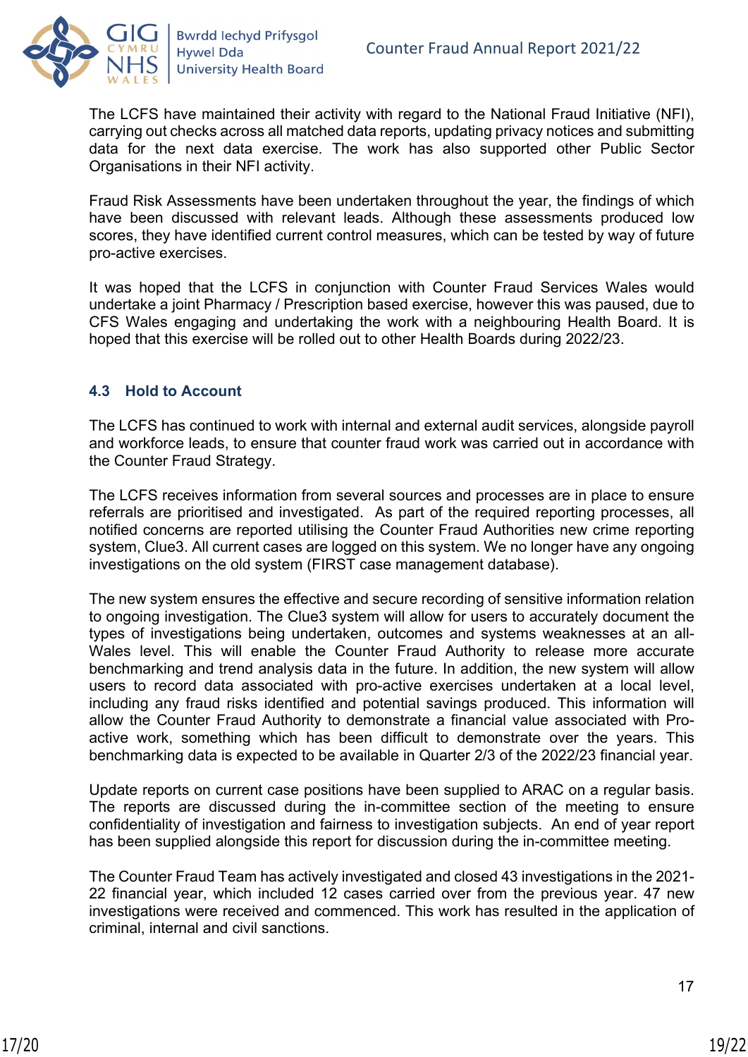The LCFS have maintained their activity with regard to the National Fraud Initiative (NFI), carrying out checks across all matched data reports, updating privacy notices and submitting data for the next data exercise. The work has also supported other Public Sector Organisations in their NFI activity.

Fraud Risk Assessments have been undertaken throughout the year, the findings of which have been discussed with relevant leads. Although these assessments produced low scores, they have identified current control measures, which can be tested by way of future pro-active exercises.

It was hoped that the LCFS in conjunction with Counter Fraud Services Wales would undertake a joint Pharmacy / Prescription based exercise, however this was paused, due to CFS Wales engaging and undertaking the work with a neighbouring Health Board. It is hoped that this exercise will be rolled out to other Health Boards during 2022/23.

### 4.3 Hold to Account

The LCFS has continued to work with internal and external audit services, alongside payroll and workforce leads, to ensure that counter fraud work was carried out in accordance with the Counter Fraud Strategy.

The LCFS receives information from several sources and processes are in place to ensure referrals are prioritised and investigated. As part of the required reporting processes, all notified concerns are reported utilising the Counter Fraud Authorities new crime reporting system, Clue3. All current cases are logged on this system. We no longer have any ongoing investigations on the old system (FIRST case management database).

The new system ensures the effective and secure recording of sensitive information relation to ongoing investigation. The Clue3 system will allow for users to accurately document the types of investigations being undertaken, outcomes and systems weaknesses at an all-Wales level. This will enable the Counter Fraud Authority to release more accurate benchmarking and trend analysis data in the future. In addition, the new system will allow users to record data associated with pro-active exercises undertaken at a local level, including any fraud risks identified and potential savings produced. This information will allow the Counter Fraud Authority to demonstrate a financial value associated with Pro-active work, something which has been difficult to demonstrate over the years. This benchmarking data is expected to be available in Quarter 2/3 of the 2022/23 financial year.

Update reports on current case positions have been supplied to ARAC on a regular basis. The reports are discussed during the in-committee section of the meeting to ensure confidentiality of investigation and fairness to investigation subjects. An end of year report has been supplied alongside this report for discussion during the in-committee meeting.

The Counter Fraud Team has actively investigated and closed 43 investigations in the 2021-22 financial year, which included 12 cases carried over from the previous year. 47 new investigations were received and commenced. This work has resulted in the application of criminal, internal and civil sanctions.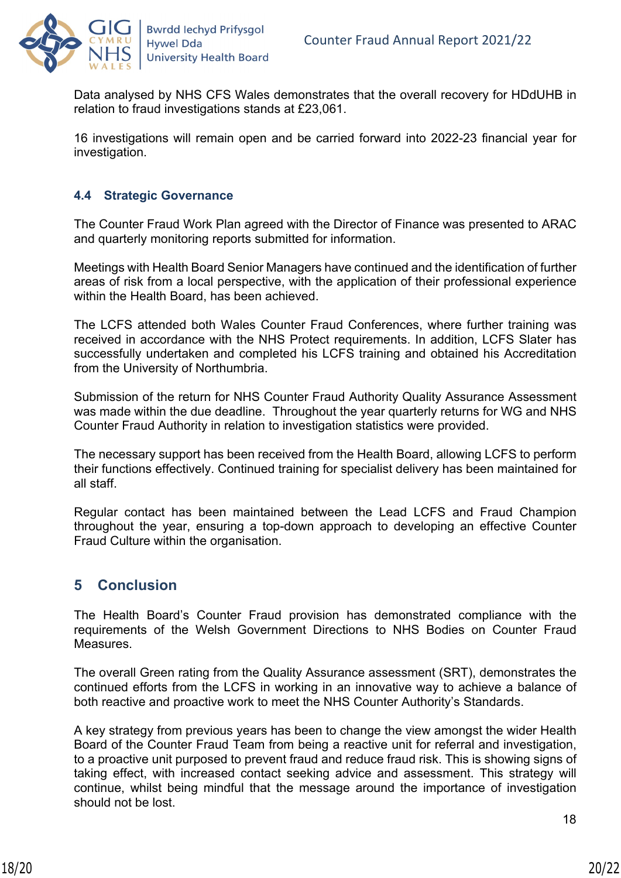Data analysed by NHS CFS Wales demonstrates that the overall recovery for HDdUHB in relation to fraud investigations stands at £23,061.

16 investigations will remain open and be carried forward into 2022-23 financial year for investigation.

### 4.4 Strategic Governance

The Counter Fraud Work Plan agreed with the Director of Finance was presented to ARAC and quarterly monitoring reports submitted for information.

Meetings with Health Board Senior Managers have continued and the identification of further areas of risk from a local perspective, with the application of their professional experience within the Health Board, has been achieved.

The LCFS attended both Wales Counter Fraud Conferences, where further training was received in accordance with the NHS Protect requirements. In addition, LCFS Slater has successfully undertaken and completed his LCFS training and obtained his Accreditation from the University of Northumbria.

Submission of the return for NHS Counter Fraud Authority Quality Assurance Assessment was made within the due deadline. Throughout the year quarterly returns for WG and NHS Counter Fraud Authority in relation to investigation statistics were provided.

The necessary support has been received from the Health Board, allowing LCFS to perform their functions effectively. Continued training for specialist delivery has been maintained for all staff.

Regular contact has been maintained between the Lead LCFS and Fraud Champion throughout the year, ensuring a top-down approach to developing an effective Counter Fraud Culture within the organisation.

## 5 Conclusion

The Health Board's Counter Fraud provision has demonstrated compliance with the requirements of the Welsh Government Directions to NHS Bodies on Counter Fraud Measures.

The overall Green rating from the Quality Assurance assessment (SRT), demonstrates the continued efforts from the LCFS in working in an innovative way to achieve a balance of both reactive and proactive work to meet the NHS Counter Authority's Standards.

A key strategy from previous years has been to change the view amongst the wider Health Board of the Counter Fraud Team from being a reactive unit for referral and investigation, to a proactive unit purposed to prevent fraud and reduce fraud risk. This is showing signs of taking effect, with increased contact seeking advice and assessment. This strategy will continue, whilst being mindful that the message around the importance of investigation should not be lost.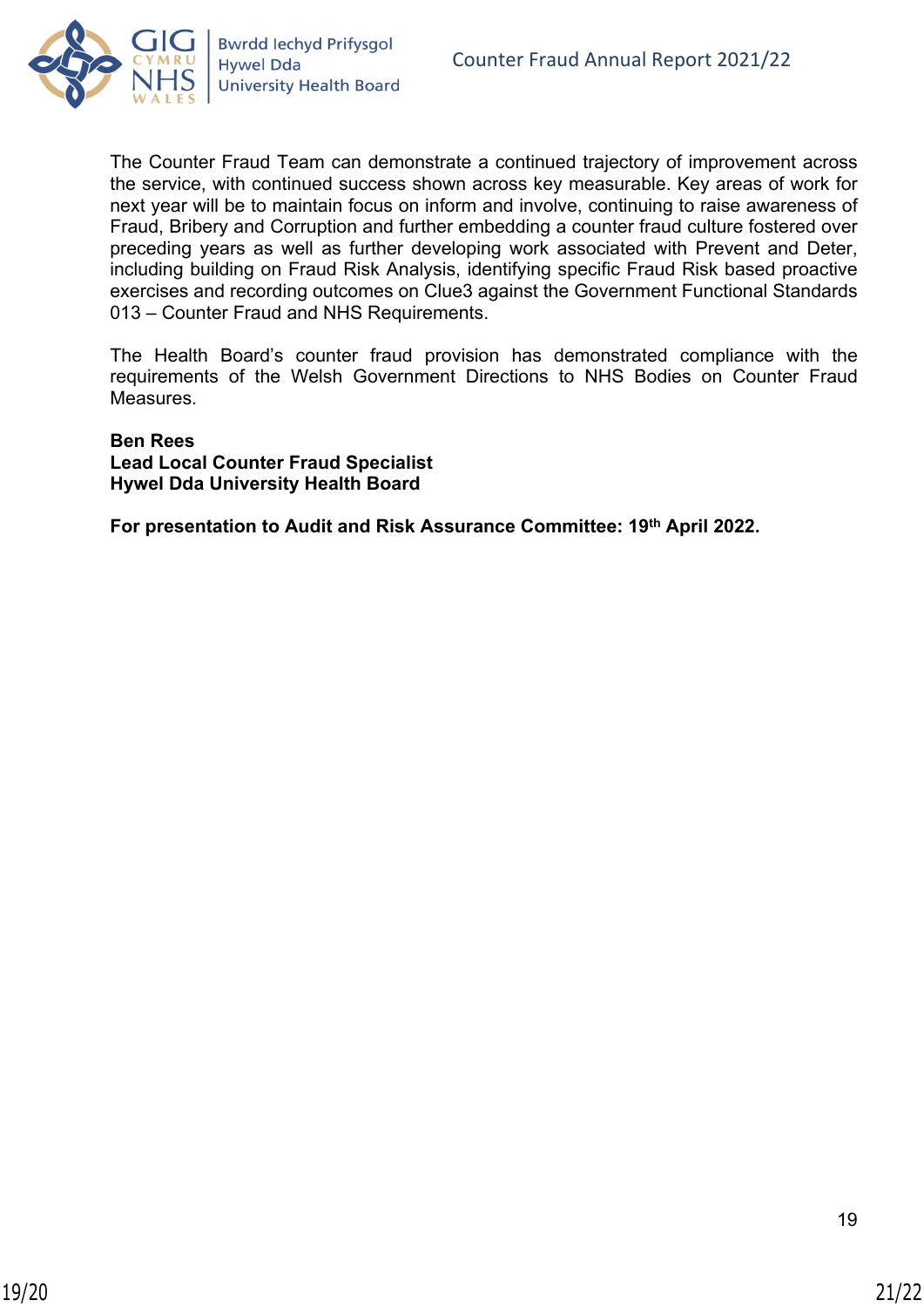The Counter Fraud Team can demonstrate a continued trajectory of improvement across the service, with continued success shown across key measurable. Key areas of work for next year will be to maintain focus on inform and involve, continuing to raise awareness of Fraud, Bribery and Corruption and further embedding a counter fraud culture fostered over preceding years as well as further developing work associated with Prevent and Deter, including building on Fraud Risk Analysis, identifying specific Fraud Risk based proactive exercises and recording outcomes on Clue3 against the Government Functional Standards 013 – Counter Fraud and NHS Requirements.

The Health Board's counter fraud provision has demonstrated compliance with the requirements of the Welsh Government Directions to NHS Bodies on Counter Fraud Measures.

**Ben Rees**
**Lead Local Counter Fraud Specialist**
**Hywel Dda University Health Board**

**For presentation to Audit and Risk Assurance Committee: 19th April 2022.**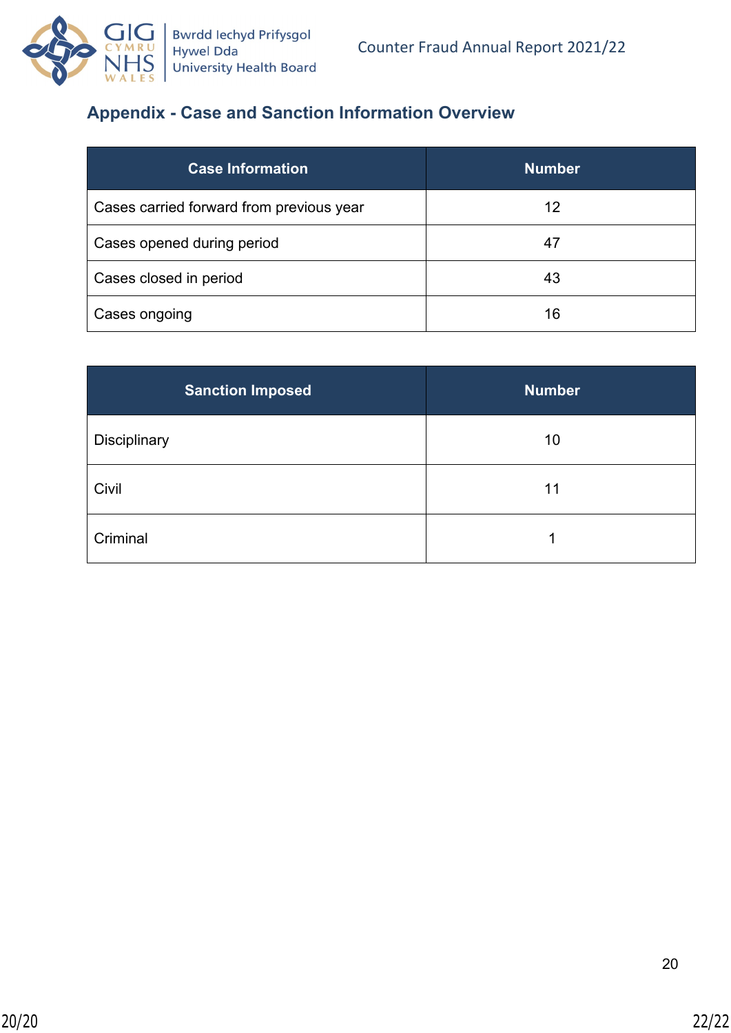## Appendix - Case and Sanction Information Overview

| Case Information | Number |
|---|---|
| Cases carried forward from previous year | 12 |
| Cases opened during period | 47 |
| Cases closed in period | 43 |
| Cases ongoing | 16 |

| Sanction Imposed | Number |
|---|---|
| Disciplinary | 10 |
| Civil | 11 |
| Criminal | 1 |